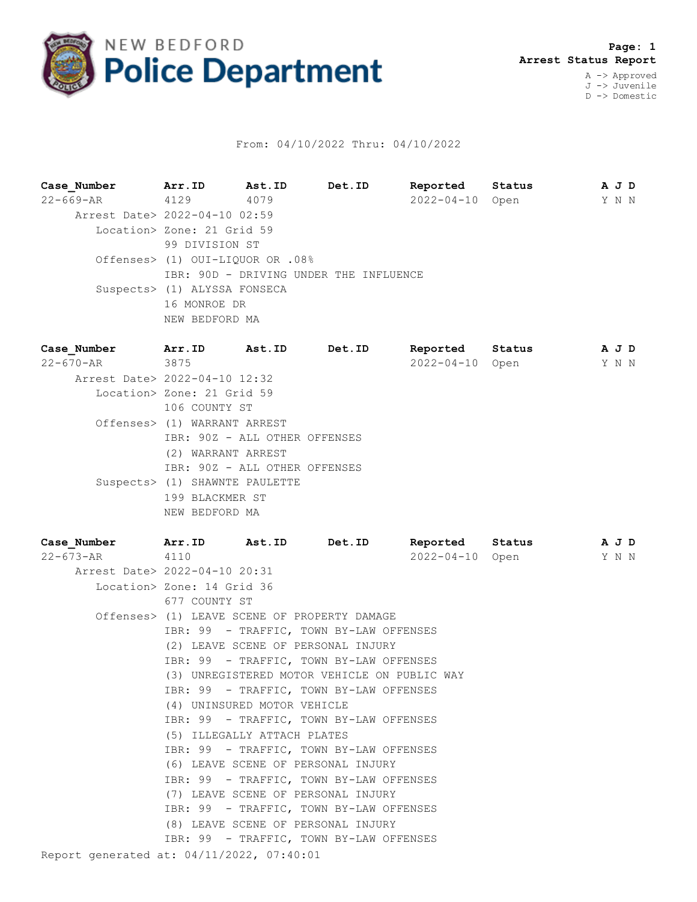# NEW BEDFORD Police Department

**Page: 1**
**Arrest Status Report**

A -> Approved
J -> Juvenile
D -> Domestic

From: 04/10/2022 Thru: 04/10/2022

| Case_Number | Arr.ID | Ast.ID | Det.ID | Reported | Status | A J D |
|---|---|---|---|---|---|---|
| 22-669-AR | 4129 | 4079 | | 2022-04-10 | Open | Y N N |

Arrest Date> 2022-04-10 02:59
Location> Zone: 21 Grid 59
99 DIVISION ST
Offenses> (1) OUI-LIQUOR OR .08%
IBR: 90D - DRIVING UNDER THE INFLUENCE
Suspects> (1) ALYSSA FONSECA
16 MONROE DR
NEW BEDFORD MA

| Case_Number | Arr.ID | Ast.ID | Det.ID | Reported | Status | A J D |
|---|---|---|---|---|---|---|
| 22-670-AR | 3875 | | | 2022-04-10 | Open | Y N N |

Arrest Date> 2022-04-10 12:32
Location> Zone: 21 Grid 59
106 COUNTY ST
Offenses> (1) WARRANT ARREST
IBR: 90Z - ALL OTHER OFFENSES
(2) WARRANT ARREST
IBR: 90Z - ALL OTHER OFFENSES
Suspects> (1) SHAWNTE PAULETTE
199 BLACKMER ST
NEW BEDFORD MA

| Case_Number | Arr.ID | Ast.ID | Det.ID | Reported | Status | A J D |
|---|---|---|---|---|---|---|
| 22-673-AR | 4110 | | | 2022-04-10 | Open | Y N N |

Arrest Date> 2022-04-10 20:31
Location> Zone: 14 Grid 36
677 COUNTY ST
Offenses> (1) LEAVE SCENE OF PROPERTY DAMAGE
IBR: 99 - TRAFFIC, TOWN BY-LAW OFFENSES
(2) LEAVE SCENE OF PERSONAL INJURY
IBR: 99 - TRAFFIC, TOWN BY-LAW OFFENSES
(3) UNREGISTERED MOTOR VEHICLE ON PUBLIC WAY
IBR: 99 - TRAFFIC, TOWN BY-LAW OFFENSES
(4) UNINSURED MOTOR VEHICLE
IBR: 99 - TRAFFIC, TOWN BY-LAW OFFENSES
(5) ILLEGALLY ATTACH PLATES
IBR: 99 - TRAFFIC, TOWN BY-LAW OFFENSES
(6) LEAVE SCENE OF PERSONAL INJURY
IBR: 99 - TRAFFIC, TOWN BY-LAW OFFENSES
(7) LEAVE SCENE OF PERSONAL INJURY
IBR: 99 - TRAFFIC, TOWN BY-LAW OFFENSES
(8) LEAVE SCENE OF PERSONAL INJURY
IBR: 99 - TRAFFIC, TOWN BY-LAW OFFENSES

Report generated at: 04/11/2022, 07:40:01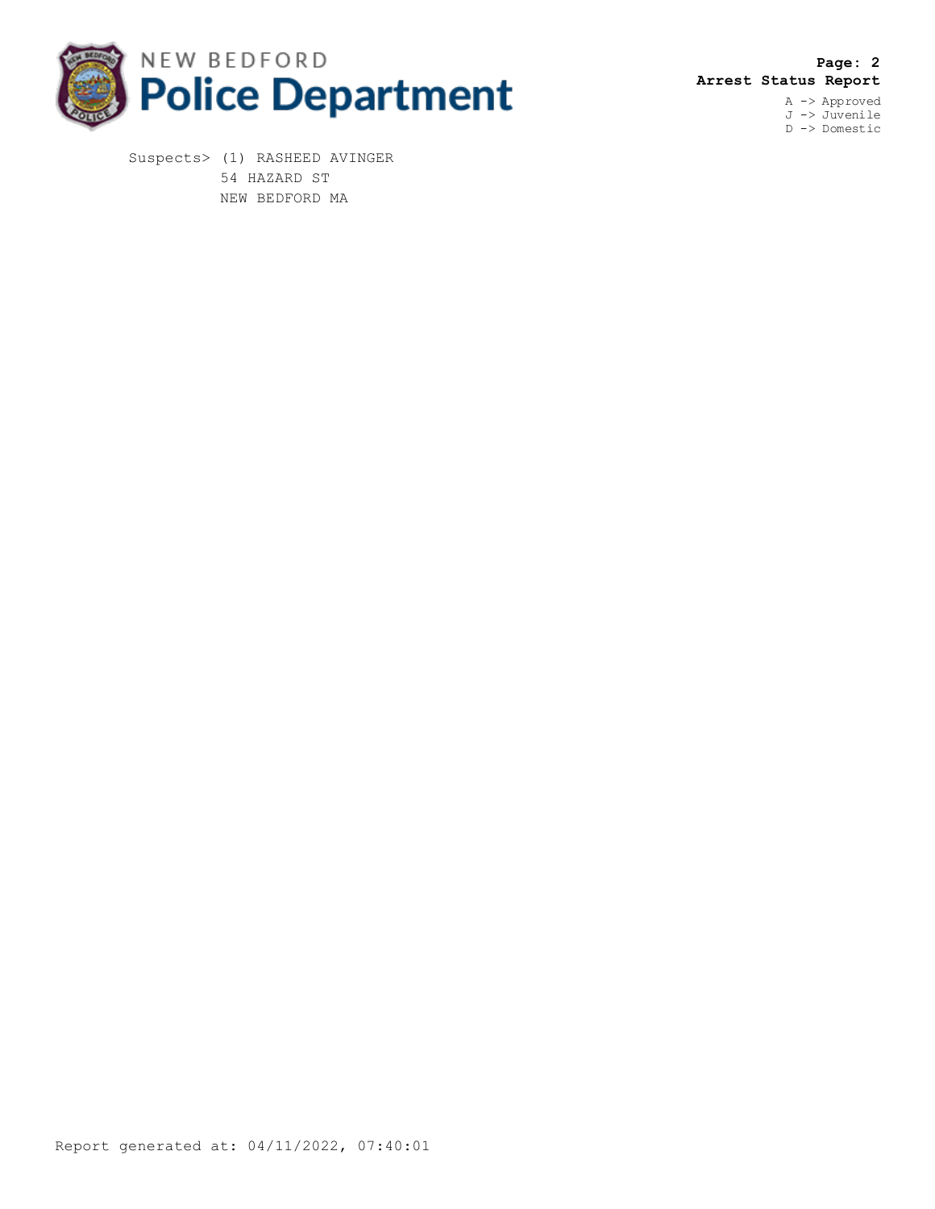**Arrest Status Report**

A -> Approved
J -> Juvenile
D -> Domestic

Suspects> (1) RASHEED AVINGER
54 HAZARD ST
NEW BEDFORD MA

Report generated at: 04/11/2022, 07:40:01